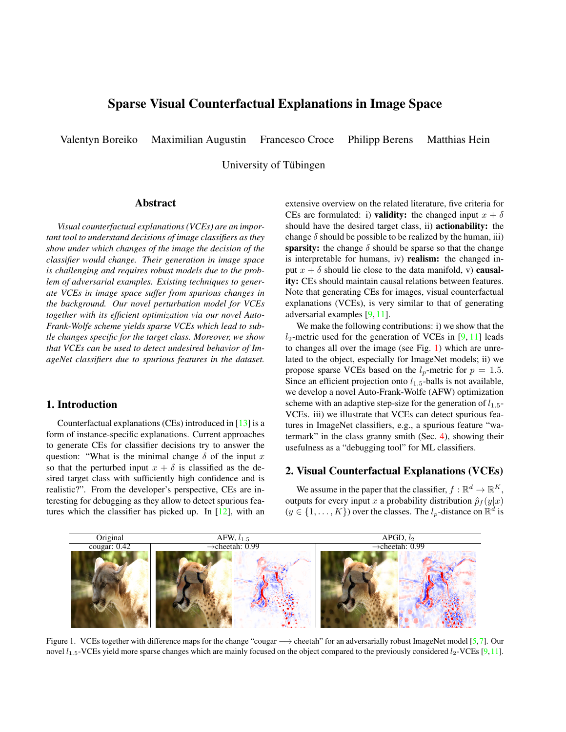# Sparse Visual Counterfactual Explanations in Image Space

Valentyn Boreiko Maximilian Augustin Francesco Croce Philipp Berens Matthias Hein

University of Tübingen

## Abstract

*Visual counterfactual explanations (VCEs) are an important tool to understand decisions of image classifiers as they show under which changes of the image the decision of the classifier would change. Their generation in image space is challenging and requires robust models due to the problem of adversarial examples. Existing techniques to generate VCEs in image space suffer from spurious changes in the background. Our novel perturbation model for VCEs together with its efficient optimization via our novel Auto-Frank-Wolfe scheme yields sparse VCEs which lead to subtle changes specific for the target class. Moreover, we show that VCEs can be used to detect undesired behavior of ImageNet classifiers due to spurious features in the dataset.*

## 1. Introduction

Counterfactual explanations (CEs) introduced in [13] is a form of instance-specific explanations. Current approaches to generate CEs for classifier decisions try to answer the question: "What is the minimal change $\delta$ of the input $x$ so that the perturbed input $x + \delta$ is classified as the desired target class with sufficiently high confidence and is realistic?". From the developer's perspective, CEs are interesting for debugging as they allow to detect spurious features which the classifier has picked up. In [12], with an extensive overview on the related literature, five criteria for CEs are formulated: i) **validity:** the changed input $x + \delta$ should have the desired target class, ii) **actionability:** the change $\delta$ should be possible to be realized by the human, iii) **sparsity:** the change $\delta$ should be sparse so that the change is interpretable for humans, iv) **realism:** the changed input $x + \delta$ should lie close to the data manifold, v) **causality:** CEs should maintain causal relations between features. Note that generating CEs for images, visual counterfactual explanations (VCEs), is very similar to that of generating adversarial examples [9, 11].

We make the following contributions: i) we show that the $l_2$-metric used for the generation of VCEs in [9, 11] leads to changes all over the image (see Fig. 1) which are unrelated to the object, especially for ImageNet models; ii) we propose sparse VCEs based on the $l_p$-metric for $p = 1.5$. Since an efficient projection onto $l_{1.5}$-balls is not available, we develop a novel Auto-Frank-Wolfe (AFW) optimization scheme with an adaptive step-size for the generation of $l_{1.5}$-VCEs. iii) we illustrate that VCEs can detect spurious features in ImageNet classifiers, e.g., a spurious feature "watermark" in the class granny smith (Sec. 4), showing their usefulness as a "debugging tool" for ML classifiers.

## 2. Visual Counterfactual Explanations (VCEs)

We assume in the paper that the classifier, $f : \mathbb{R}^d \to \mathbb{R}^K$, outputs for every input $x$ a probability distribution $\hat{p}_f(y|x)$ ($y \in \{1, \dots, K\}$) over the classes. The $l_p$-distance on $\mathbb{R}^d$ is

| Original | AFW, $l_{1.5}$ | APGD, $l_2$ |
|---|---|---|
| cougar: 0.42 | $\rightarrow$cheetah: 0.99 | $\rightarrow$cheetah: 0.99 |

Figure 1. VCEs together with difference maps for the change "cougar $\longrightarrow$ cheetah" for an adversarially robust ImageNet model [5, 7]. Our novel $l_{1.5}$-VCEs yield more sparse changes which are mainly focused on the object compared to the previously considered $l_2$-VCEs [9, 11].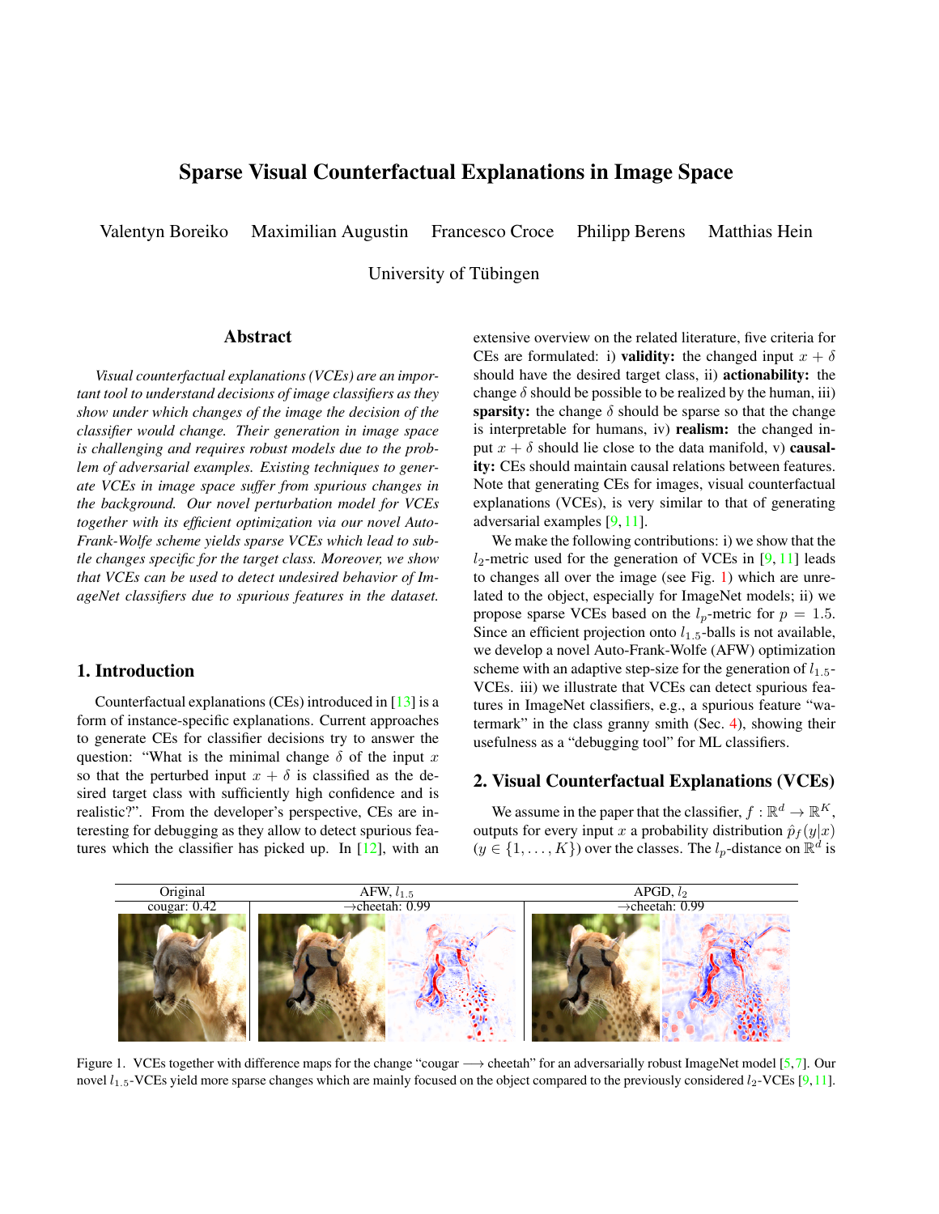# Sparse Visual Counterfactual Explanations in Image Space

Valentyn Boreiko   Maximilian Augustin   Francesco Croce   Philipp Berens   Matthias Hein

University of Tübingen

## Abstract

*Visual counterfactual explanations (VCEs) are an important tool to understand decisions of image classifiers as they show under which changes of the image the decision of the classifier would change. Their generation in image space is challenging and requires robust models due to the problem of adversarial examples. Existing techniques to generate VCEs in image space suffer from spurious changes in the background. Our novel perturbation model for VCEs together with its efficient optimization via our novel Auto-Frank-Wolfe scheme yields sparse VCEs which lead to subtle changes specific for the target class. Moreover, we show that VCEs can be used to detect undesired behavior of ImageNet classifiers due to spurious features in the dataset.*

## 1. Introduction

Counterfactual explanations (CEs) introduced in [13] is a form of instance-specific explanations. Current approaches to generate CEs for classifier decisions try to answer the question: "What is the minimal change $\delta$ of the input $x$ so that the perturbed input $x + \delta$ is classified as the desired target class with sufficiently high confidence and is realistic?". From the developer's perspective, CEs are interesting for debugging as they allow to detect spurious features which the classifier has picked up. In [12], with an extensive overview on the related literature, five criteria for CEs are formulated: i) **validity:** the changed input $x + \delta$ should have the desired target class, ii) **actionability:** the change $\delta$ should be possible to be realized by the human, iii) **sparsity:** the change $\delta$ should be sparse so that the change is interpretable for humans, iv) **realism:** the changed input $x + \delta$ should lie close to the data manifold, v) **causality:** CEs should maintain causal relations between features. Note that generating CEs for images, visual counterfactual explanations (VCEs), is very similar to that of generating adversarial examples [9, 11].

We make the following contributions: i) we show that the $l_2$-metric used for the generation of VCEs in [9, 11] leads to changes all over the image (see Fig. 1) which are unrelated to the object, especially for ImageNet models; ii) we propose sparse VCEs based on the $l_p$-metric for $p = 1.5$. Since an efficient projection onto $l_{1.5}$-balls is not available, we develop a novel Auto-Frank-Wolfe (AFW) optimization scheme with an adaptive step-size for the generation of $l_{1.5}$-VCEs. iii) we illustrate that VCEs can detect spurious features in ImageNet classifiers, e.g., a spurious feature "watermark" in the class granny smith (Sec. 4), showing their usefulness as a "debugging tool" for ML classifiers.

## 2. Visual Counterfactual Explanations (VCEs)

We assume in the paper that the classifier, $f : \mathbb{R}^d \to \mathbb{R}^K$, outputs for every input $x$ a probability distribution $\hat{p}_f(y|x)$ ($y \in \{1, \ldots, K\}$) over the classes. The $l_p$-distance on $\mathbb{R}^d$ is

| Original | AFW, $l_{1.5}$ | APGD, $l_2$ |
|---|---|---|
| cougar: 0.42 | →cheetah: 0.99 | →cheetah: 0.99 |

Figure 1. VCEs together with difference maps for the change "cougar ⟶ cheetah" for an adversarially robust ImageNet model [5, 7]. Our novel $l_{1.5}$-VCEs yield more sparse changes which are mainly focused on the object compared to the previously considered $l_2$-VCEs [9, 11].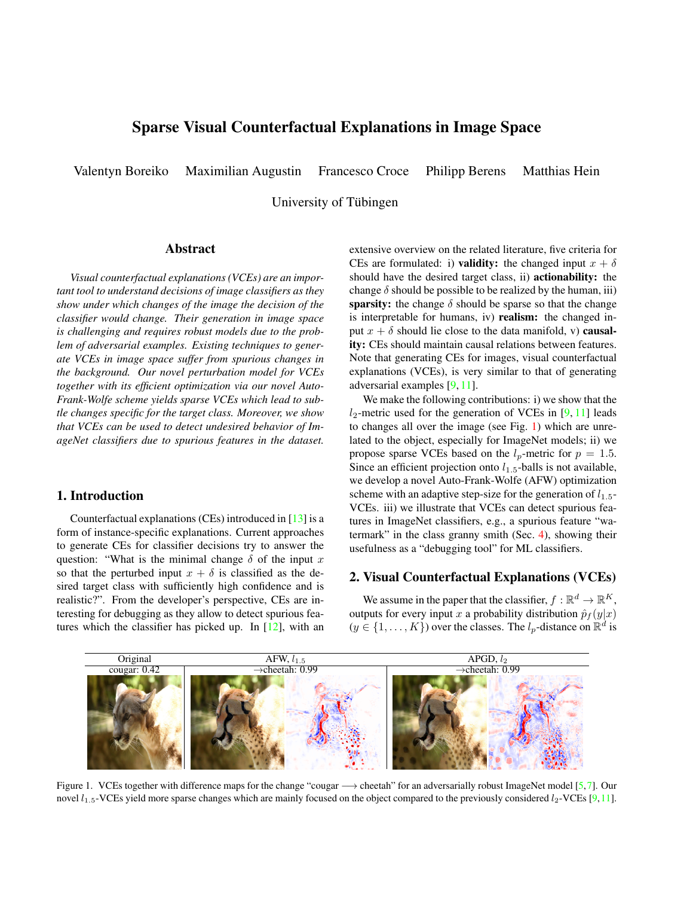# Sparse Visual Counterfactual Explanations in Image Space

Valentyn Boreiko Maximilian Augustin Francesco Croce Philipp Berens Matthias Hein

University of Tübingen

## Abstract

*Visual counterfactual explanations (VCEs) are an important tool to understand decisions of image classifiers as they show under which changes of the image the decision of the classifier would change. Their generation in image space is challenging and requires robust models due to the problem of adversarial examples. Existing techniques to generate VCEs in image space suffer from spurious changes in the background. Our novel perturbation model for VCEs together with its efficient optimization via our novel Auto-Frank-Wolfe scheme yields sparse VCEs which lead to subtle changes specific for the target class. Moreover, we show that VCEs can be used to detect undesired behavior of ImageNet classifiers due to spurious features in the dataset.*

## 1. Introduction

Counterfactual explanations (CEs) introduced in [13] is a form of instance-specific explanations. Current approaches to generate CEs for classifier decisions try to answer the question: "What is the minimal change $\delta$ of the input $x$ so that the perturbed input $x + \delta$ is classified as the desired target class with sufficiently high confidence and is realistic?". From the developer's perspective, CEs are interesting for debugging as they allow to detect spurious features which the classifier has picked up. In [12], with an extensive overview on the related literature, five criteria for CEs are formulated: i) **validity:** the changed input $x + \delta$ should have the desired target class, ii) **actionability:** the change $\delta$ should be possible to be realized by the human, iii) **sparsity:** the change $\delta$ should be sparse so that the change is interpretable for humans, iv) **realism:** the changed input $x + \delta$ should lie close to the data manifold, v) **causality:** CEs should maintain causal relations between features. Note that generating CEs for images, visual counterfactual explanations (VCEs), is very similar to that of generating adversarial examples [9, 11].

We make the following contributions: i) we show that the $l_2$-metric used for the generation of VCEs in [9, 11] leads to changes all over the image (see Fig. 1) which are unrelated to the object, especially for ImageNet models; ii) we propose sparse VCEs based on the $l_p$-metric for $p = 1.5$. Since an efficient projection onto $l_{1.5}$-balls is not available, we develop a novel Auto-Frank-Wolfe (AFW) optimization scheme with an adaptive step-size for the generation of $l_{1.5}$-VCEs. iii) we illustrate that VCEs can detect spurious features in ImageNet classifiers, e.g., a spurious feature "watermark" in the class granny smith (Sec. 4), showing their usefulness as a "debugging tool" for ML classifiers.

## 2. Visual Counterfactual Explanations (VCEs)

We assume in the paper that the classifier, $f : \mathbb{R}^d \to \mathbb{R}^K$, outputs for every input $x$ a probability distribution $\hat{p}_f(y|x)$ ($y \in \{1, \dots, K\}$) over the classes. The $l_p$-distance on $\mathbb{R}^d$ is

Original
cougar: 0.42

AFW, $l_{1.5}$
→cheetah: 0.99

APGD, $l_2$
→cheetah: 0.99

Figure 1. VCEs together with difference maps for the change "cougar ⟶ cheetah" for an adversarially robust ImageNet model [5, 7]. Our novel $l_{1.5}$-VCEs yield more sparse changes which are mainly focused on the object compared to the previously considered $l_2$-VCEs [9, 11].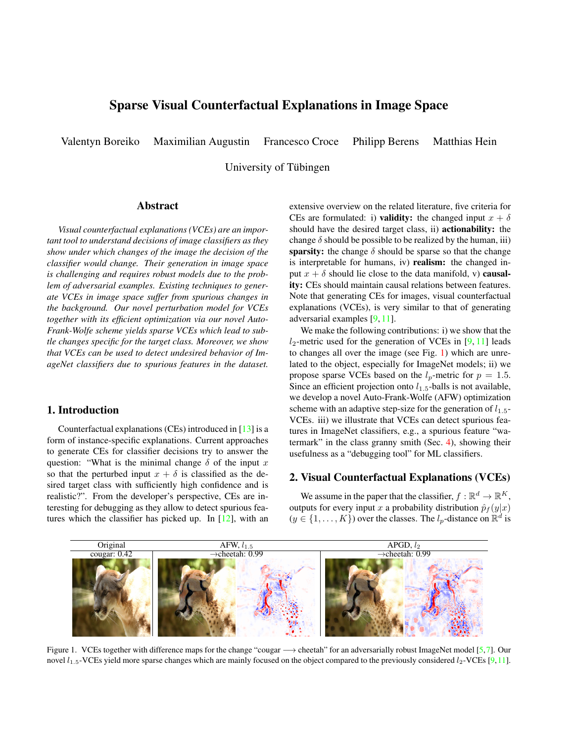# Sparse Visual Counterfactual Explanations in Image Space

Valentyn Boreiko  Maximilian Augustin  Francesco Croce  Philipp Berens  Matthias Hein

University of Tübingen

## Abstract

*Visual counterfactual explanations (VCEs) are an important tool to understand decisions of image classifiers as they show under which changes of the image the decision of the classifier would change. Their generation in image space is challenging and requires robust models due to the problem of adversarial examples. Existing techniques to generate VCEs in image space suffer from spurious changes in the background. Our novel perturbation model for VCEs together with its efficient optimization via our novel Auto-Frank-Wolfe scheme yields sparse VCEs which lead to subtle changes specific for the target class. Moreover, we show that VCEs can be used to detect undesired behavior of ImageNet classifiers due to spurious features in the dataset.*

## 1. Introduction

Counterfactual explanations (CEs) introduced in [13] is a form of instance-specific explanations. Current approaches to generate CEs for classifier decisions try to answer the question: "What is the minimal change $\delta$ of the input $x$ so that the perturbed input $x + \delta$ is classified as the desired target class with sufficiently high confidence and is realistic?". From the developer's perspective, CEs are interesting for debugging as they allow to detect spurious features which the classifier has picked up. In [12], with an extensive overview on the related literature, five criteria for CEs are formulated: i) **validity:** the changed input $x + \delta$ should have the desired target class, ii) **actionability:** the change $\delta$ should be possible to be realized by the human, iii) **sparsity:** the change $\delta$ should be sparse so that the change is interpretable for humans, iv) **realism:** the changed input $x + \delta$ should lie close to the data manifold, v) **causality:** CEs should maintain causal relations between features. Note that generating CEs for images, visual counterfactual explanations (VCEs), is very similar to that of generating adversarial examples [9, 11].

We make the following contributions: i) we show that the $l_2$-metric used for the generation of VCEs in [9, 11] leads to changes all over the image (see Fig. 1) which are unrelated to the object, especially for ImageNet models; ii) we propose sparse VCEs based on the $l_p$-metric for $p = 1.5$. Since an efficient projection onto $l_{1.5}$-balls is not available, we develop a novel Auto-Frank-Wolfe (AFW) optimization scheme with an adaptive step-size for the generation of $l_{1.5}$-VCEs. iii) we illustrate that VCEs can detect spurious features in ImageNet classifiers, e.g., a spurious feature "watermark" in the class granny smith (Sec. 4), showing their usefulness as a "debugging tool" for ML classifiers.

## 2. Visual Counterfactual Explanations (VCEs)

We assume in the paper that the classifier, $f : \mathbb{R}^d \to \mathbb{R}^K$, outputs for every input $x$ a probability distribution $\hat{p}_f(y|x)$ $(y \in \{1, \ldots, K\})$ over the classes. The $l_p$-distance on $\mathbb{R}^d$ is

Original
cougar: 0.42

AFW, $l_{1.5}$
→cheetah: 0.99

APGD, $l_2$
→cheetah: 0.99

Figure 1. VCEs together with difference maps for the change "cougar ⟶ cheetah" for an adversarially robust ImageNet model [5, 7]. Our novel $l_{1.5}$-VCEs yield more sparse changes which are mainly focused on the object compared to the previously considered $l_2$-VCEs [9, 11].